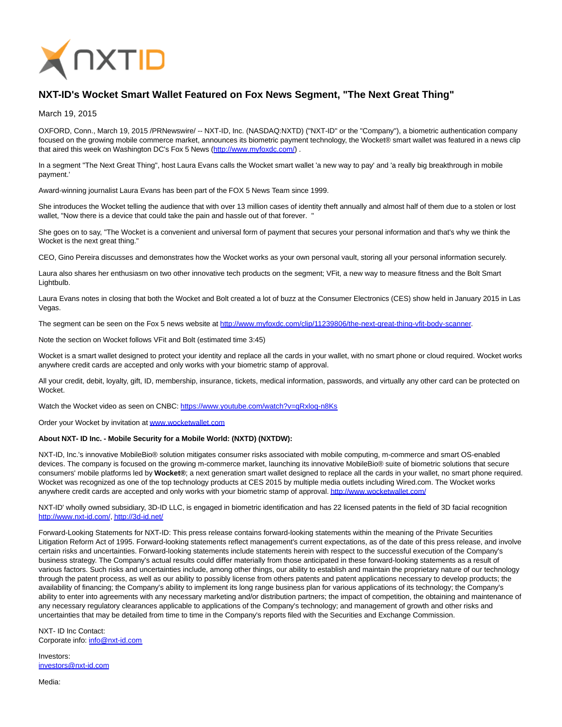# NXT-ID's Wocket Smart Wallet Featured on Fox News Segment, "The Next Great Thing"

March 19, 2015

OXFORD, Conn., March 19, 2015 /PRNewswire/ -- NXT-ID, Inc. (NASDAQ:NXTD) ("NXT-ID" or the "Company"), a biometric authentication company focused on the growing mobile commerce market, announces its biometric payment technology, the Wocket® smart wallet was featured in a news clip that aired this week on Washington DC's Fox 5 News (http://www.myfoxdc.com/) .

In a segment "The Next Great Thing", host Laura Evans calls the Wocket smart wallet 'a new way to pay' and 'a really big breakthrough in mobile payment.'

Award-winning journalist Laura Evans has been part of the FOX 5 News Team since 1999.

She introduces the Wocket telling the audience that with over 13 million cases of identity theft annually and almost half of them due to a stolen or lost wallet, "Now there is a device that could take the pain and hassle out of that forever. "

She goes on to say, "The Wocket is a convenient and universal form of payment that secures your personal information and that's why we think the Wocket is the next great thing."

CEO, Gino Pereira discusses and demonstrates how the Wocket works as your own personal vault, storing all your personal information securely.

Laura also shares her enthusiasm on two other innovative tech products on the segment; VFit, a new way to measure fitness and the Bolt Smart Lightbulb.

Laura Evans notes in closing that both the Wocket and Bolt created a lot of buzz at the Consumer Electronics (CES) show held in January 2015 in Las Vegas.

The segment can be seen on the Fox 5 news website at http://www.myfoxdc.com/clip/11239806/the-next-great-thing-vfit-body-scanner.

Note the section on Wocket follows VFit and Bolt (estimated time 3:45)

Wocket is a smart wallet designed to protect your identity and replace all the cards in your wallet, with no smart phone or cloud required. Wocket works anywhere credit cards are accepted and only works with your biometric stamp of approval.

All your credit, debit, loyalty, gift, ID, membership, insurance, tickets, medical information, passwords, and virtually any other card can be protected on Wocket.

Watch the Wocket video as seen on CNBC: https://www.youtube.com/watch?v=qRxloq-n8Ks

Order your Wocket by invitation at www.wocketwallet.com

**About NXT- ID Inc. - Mobile Security for a Mobile World: (NXTD) (NXTDW):**

NXT-ID, Inc.'s innovative MobileBio® solution mitigates consumer risks associated with mobile computing, m-commerce and smart OS-enabled devices. The company is focused on the growing m-commerce market, launching its innovative MobileBio® suite of biometric solutions that secure consumers' mobile platforms led by **Wocket®**; a next generation smart wallet designed to replace all the cards in your wallet, no smart phone required. Wocket was recognized as one of the top technology products at CES 2015 by multiple media outlets including Wired.com. The Wocket works anywhere credit cards are accepted and only works with your biometric stamp of approval. http://www.wocketwallet.com/

NXT-ID' wholly owned subsidiary, 3D-ID LLC, is engaged in biometric identification and has 22 licensed patents in the field of 3D facial recognition http://www.nxt-id.com/, http://3d-id.net/

Forward-Looking Statements for NXT-ID: This press release contains forward-looking statements within the meaning of the Private Securities Litigation Reform Act of 1995. Forward-looking statements reflect management's current expectations, as of the date of this press release, and involve certain risks and uncertainties. Forward-looking statements include statements herein with respect to the successful execution of the Company's business strategy. The Company's actual results could differ materially from those anticipated in these forward-looking statements as a result of various factors. Such risks and uncertainties include, among other things, our ability to establish and maintain the proprietary nature of our technology through the patent process, as well as our ability to possibly license from others patents and patent applications necessary to develop products; the availability of financing; the Company's ability to implement its long range business plan for various applications of its technology; the Company's ability to enter into agreements with any necessary marketing and/or distribution partners; the impact of competition, the obtaining and maintenance of any necessary regulatory clearances applicable to applications of the Company's technology; and management of growth and other risks and uncertainties that may be detailed from time to time in the Company's reports filed with the Securities and Exchange Commission.

NXT- ID Inc Contact:
Corporate info: info@nxt-id.com

Investors:
investors@nxt-id.com

Media: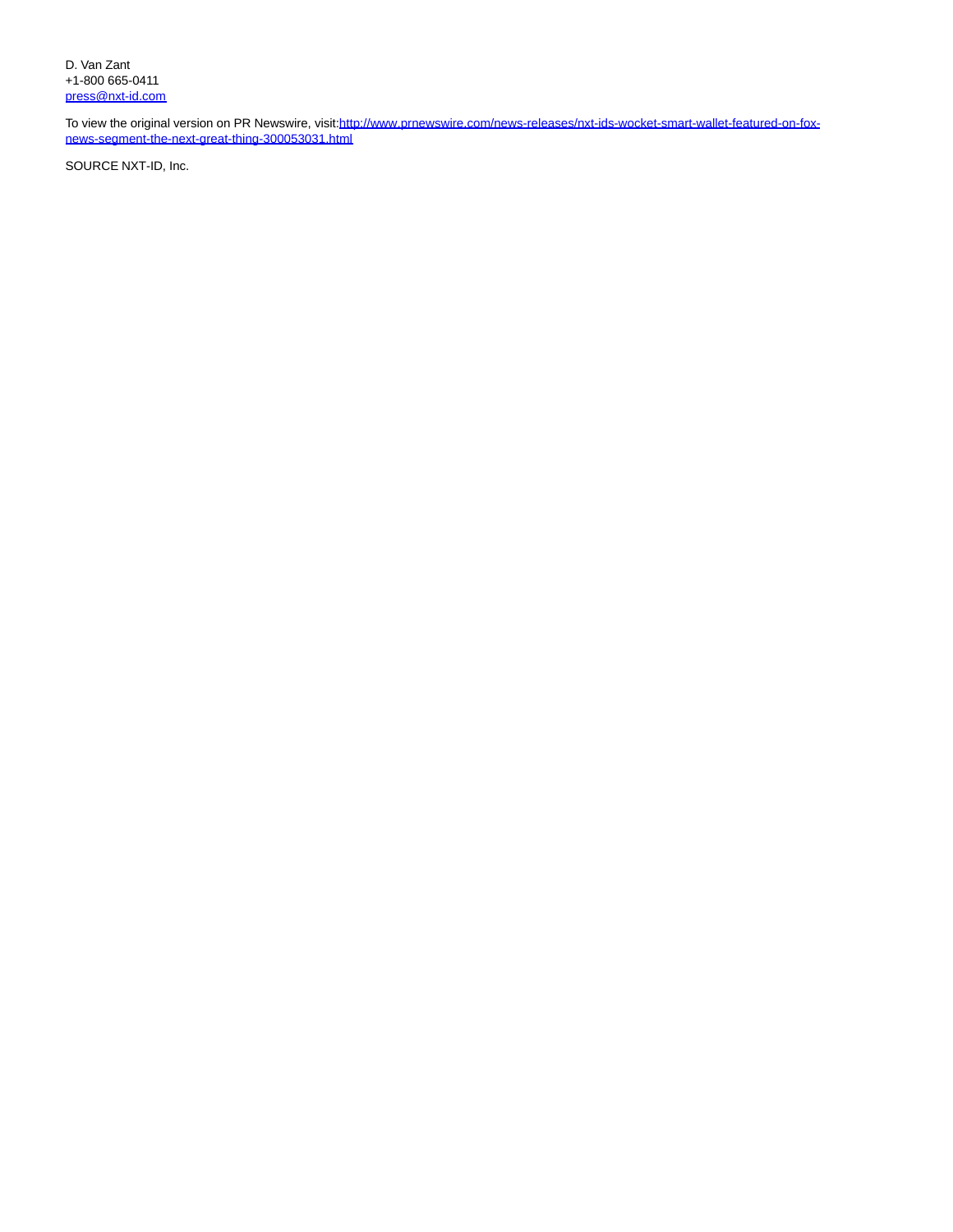D. Van Zant
+1-800 665-0411
press@nxt-id.com

To view the original version on PR Newswire, visit:http://www.prnewswire.com/news-releases/nxt-ids-wocket-smart-wallet-featured-on-fox-news-segment-the-next-great-thing-300053031.html

SOURCE NXT-ID, Inc.